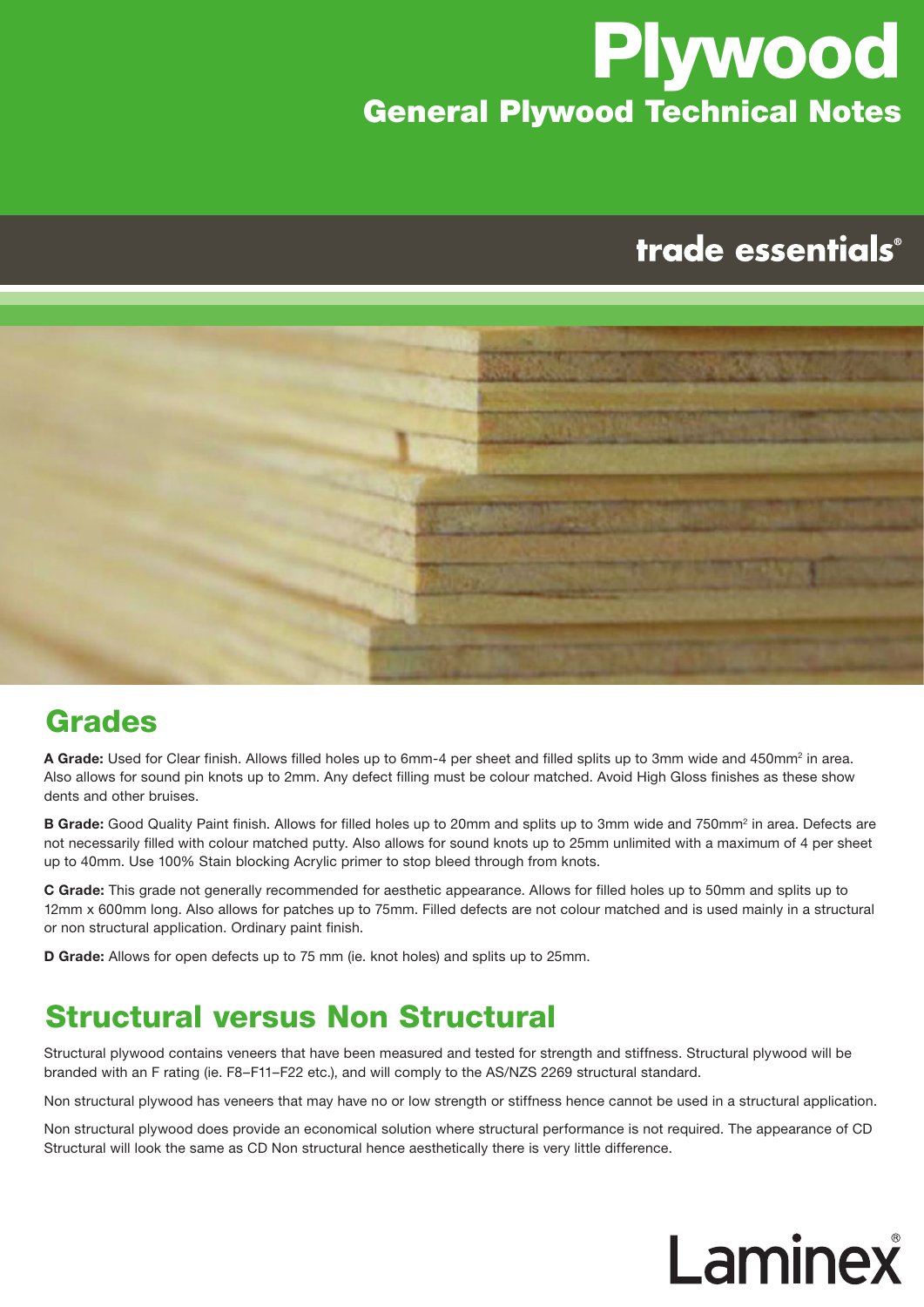# Plywood

## General Plywood Technical Notes

trade essentials®

## Grades

**A Grade:** Used for Clear finish. Allows filled holes up to 6mm-4 per sheet and filled splits up to 3mm wide and 450mm² in area. Also allows for sound pin knots up to 2mm. Any defect filling must be colour matched. Avoid High Gloss finishes as these show dents and other bruises.

**B Grade:** Good Quality Paint finish. Allows for filled holes up to 20mm and splits up to 3mm wide and 750mm² in area. Defects are not necessarily filled with colour matched putty. Also allows for sound knots up to 25mm unlimited with a maximum of 4 per sheet up to 40mm. Use 100% Stain blocking Acrylic primer to stop bleed through from knots.

**C Grade:** This grade not generally recommended for aesthetic appearance. Allows for filled holes up to 50mm and splits up to 12mm x 600mm long. Also allows for patches up to 75mm. Filled defects are not colour matched and is used mainly in a structural or non structural application. Ordinary paint finish.

**D Grade:** Allows for open defects up to 75 mm (ie. knot holes) and splits up to 25mm.

## Structural versus Non Structural

Structural plywood contains veneers that have been measured and tested for strength and stiffness. Structural plywood will be branded with an F rating (ie. F8–F11–F22 etc.), and will comply to the AS/NZS 2269 structural standard.

Non structural plywood has veneers that may have no or low strength or stiffness hence cannot be used in a structural application.

Non structural plywood does provide an economical solution where structural performance is not required. The appearance of CD Structural will look the same as CD Non structural hence aesthetically there is very little difference.

Laminex®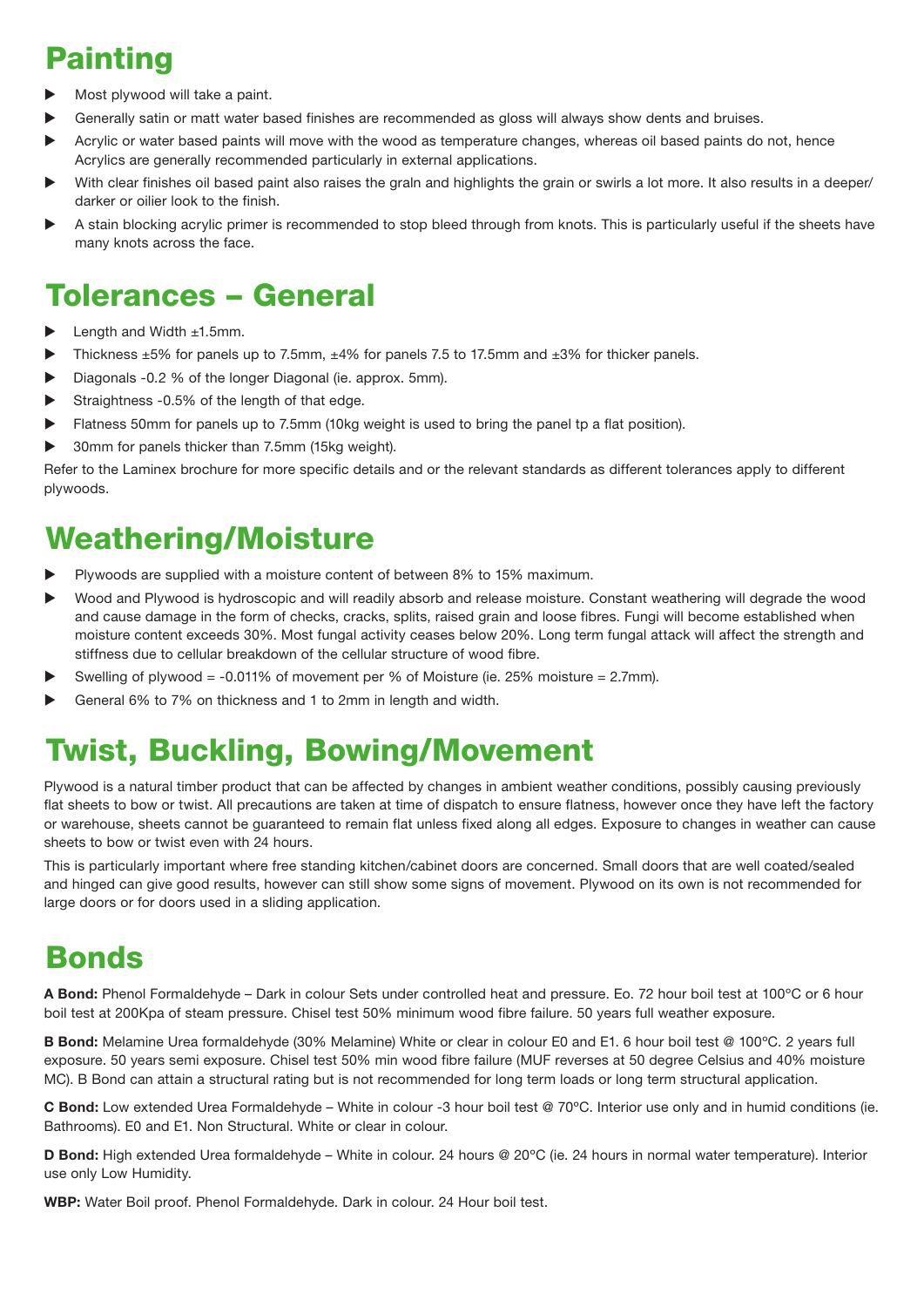# Painting

- Most plywood will take a paint.
- Generally satin or matt water based finishes are recommended as gloss will always show dents and bruises.
- Acrylic or water based paints will move with the wood as temperature changes, whereas oil based paints do not, hence Acrylics are generally recommended particularly in external applications.
- With clear finishes oil based paint also raises the graln and highlights the grain or swirls a lot more. It also results in a deeper/ darker or oilier look to the finish.
- A stain blocking acrylic primer is recommended to stop bleed through from knots. This is particularly useful if the sheets have many knots across the face.

# Tolerances – General

- Length and Width ±1.5mm.
- Thickness ±5% for panels up to 7.5mm, ±4% for panels 7.5 to 17.5mm and ±3% for thicker panels.
- Diagonals -0.2 % of the longer Diagonal (ie. approx. 5mm).
- Straightness -0.5% of the length of that edge.
- Flatness 50mm for panels up to 7.5mm (10kg weight is used to bring the panel tp a flat position).
- 30mm for panels thicker than 7.5mm (15kg weight).

Refer to the Laminex brochure for more specific details and or the relevant standards as different tolerances apply to different plywoods.

# Weathering/Moisture

- Plywoods are supplied with a moisture content of between 8% to 15% maximum.
- Wood and Plywood is hydroscopic and will readily absorb and release moisture. Constant weathering will degrade the wood and cause damage in the form of checks, cracks, splits, raised grain and loose fibres. Fungi will become established when moisture content exceeds 30%. Most fungal activity ceases below 20%. Long term fungal attack will affect the strength and stiffness due to cellular breakdown of the cellular structure of wood fibre.
- Swelling of plywood = -0.011% of movement per % of Moisture (ie. 25% moisture = 2.7mm).
- General 6% to 7% on thickness and 1 to 2mm in length and width.

# Twist, Buckling, Bowing/Movement

Plywood is a natural timber product that can be affected by changes in ambient weather conditions, possibly causing previously flat sheets to bow or twist. All precautions are taken at time of dispatch to ensure flatness, however once they have left the factory or warehouse, sheets cannot be guaranteed to remain flat unless fixed along all edges. Exposure to changes in weather can cause sheets to bow or twist even with 24 hours.

This is particularly important where free standing kitchen/cabinet doors are concerned. Small doors that are well coated/sealed and hinged can give good results, however can still show some signs of movement. Plywood on its own is not recommended for large doors or for doors used in a sliding application.

# Bonds

**A Bond:** Phenol Formaldehyde – Dark in colour Sets under controlled heat and pressure. Eo. 72 hour boil test at 100ºC or 6 hour boil test at 200Kpa of steam pressure. Chisel test 50% minimum wood fibre failure. 50 years full weather exposure.

**B Bond:** Melamine Urea formaldehyde (30% Melamine) White or clear in colour E0 and E1. 6 hour boil test @ 100ºC. 2 years full exposure. 50 years semi exposure. Chisel test 50% min wood fibre failure (MUF reverses at 50 degree Celsius and 40% moisture MC). B Bond can attain a structural rating but is not recommended for long term loads or long term structural application.

**C Bond:** Low extended Urea Formaldehyde – White in colour -3 hour boil test @ 70ºC. Interior use only and in humid conditions (ie. Bathrooms). E0 and E1. Non Structural. White or clear in colour.

**D Bond:** High extended Urea formaldehyde – White in colour. 24 hours @ 20ºC (ie. 24 hours in normal water temperature). Interior use only Low Humidity.

**WBP:** Water Boil proof. Phenol Formaldehyde. Dark in colour. 24 Hour boil test.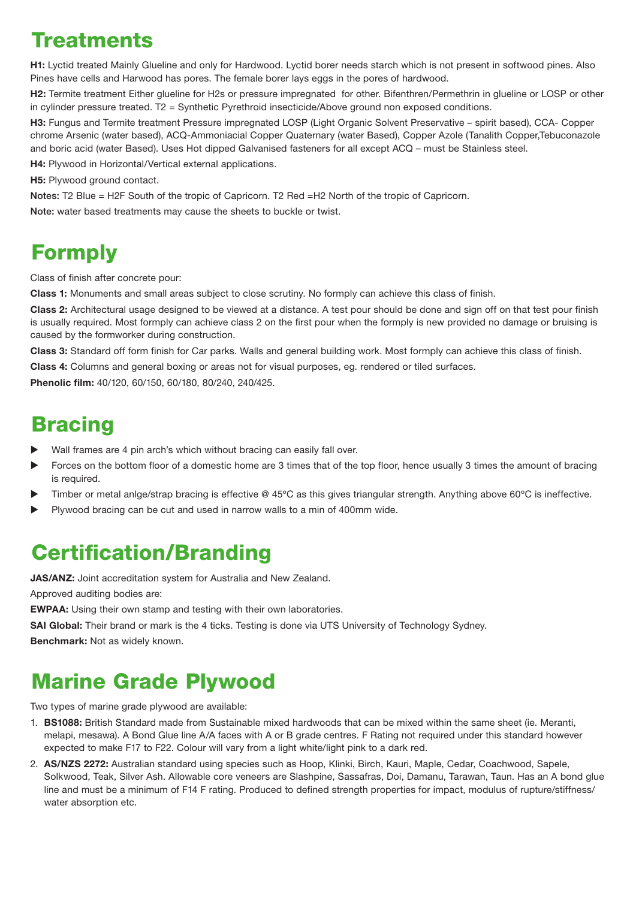# Treatments

**H1:** Lyctid treated Mainly Glueline and only for Hardwood. Lyctid borer needs starch which is not present in softwood pines. Also Pines have cells and Harwood has pores. The female borer lays eggs in the pores of hardwood.

**H2:** Termite treatment Either glueline for H2s or pressure impregnated for other. Bifenthren/Permethrin in glueline or LOSP or other in cylinder pressure treated. T2 = Synthetic Pyrethroid insecticide/Above ground non exposed conditions.

**H3:** Fungus and Termite treatment Pressure impregnated LOSP (Light Organic Solvent Preservative – spirit based), CCA- Copper chrome Arsenic (water based), ACQ-Ammoniacial Copper Quaternary (water Based), Copper Azole (Tanalith Copper,Tebuconazole and boric acid (water Based). Uses Hot dipped Galvanised fasteners for all except ACQ – must be Stainless steel.

**H4:** Plywood in Horizontal/Vertical external applications.

**H5:** Plywood ground contact.

**Notes:** T2 Blue = H2F South of the tropic of Capricorn. T2 Red =H2 North of the tropic of Capricorn.

**Note:** water based treatments may cause the sheets to buckle or twist.

# Formply

Class of finish after concrete pour:

**Class 1:** Monuments and small areas subject to close scrutiny. No formply can achieve this class of finish.

**Class 2:** Architectural usage designed to be viewed at a distance. A test pour should be done and sign off on that test pour finish is usually required. Most formply can achieve class 2 on the first pour when the formply is new provided no damage or bruising is caused by the formworker during construction.

**Class 3:** Standard off form finish for Car parks. Walls and general building work. Most formply can achieve this class of finish.

**Class 4:** Columns and general boxing or areas not for visual purposes, eg. rendered or tiled surfaces.

**Phenolic film:** 40/120, 60/150, 60/180, 80/240, 240/425.

# Bracing

- Wall frames are 4 pin arch's which without bracing can easily fall over.
- Forces on the bottom floor of a domestic home are 3 times that of the top floor, hence usually 3 times the amount of bracing is required.
- Timber or metal anlge/strap bracing is effective @ 45ºC as this gives triangular strength. Anything above 60ºC is ineffective.
- Plywood bracing can be cut and used in narrow walls to a min of 400mm wide.

# Certification/Branding

**JAS/ANZ:** Joint accreditation system for Australia and New Zealand.

Approved auditing bodies are:

**EWPAA:** Using their own stamp and testing with their own laboratories.

**SAI Global:** Their brand or mark is the 4 ticks. Testing is done via UTS University of Technology Sydney.

**Benchmark:** Not as widely known.

# Marine Grade Plywood

Two types of marine grade plywood are available:

1. **BS1088:** British Standard made from Sustainable mixed hardwoods that can be mixed within the same sheet (ie. Meranti, melapi, mesawa). A Bond Glue line A/A faces with A or B grade centres. F Rating not required under this standard however expected to make F17 to F22. Colour will vary from a light white/light pink to a dark red.
2. **AS/NZS 2272:** Australian standard using species such as Hoop, Klinki, Birch, Kauri, Maple, Cedar, Coachwood, Sapele, Solkwood, Teak, Silver Ash. Allowable core veneers are Slashpine, Sassafras, Doi, Damanu, Tarawan, Taun. Has an A bond glue line and must be a minimum of F14 F rating. Produced to defined strength properties for impact, modulus of rupture/stiffness/ water absorption etc.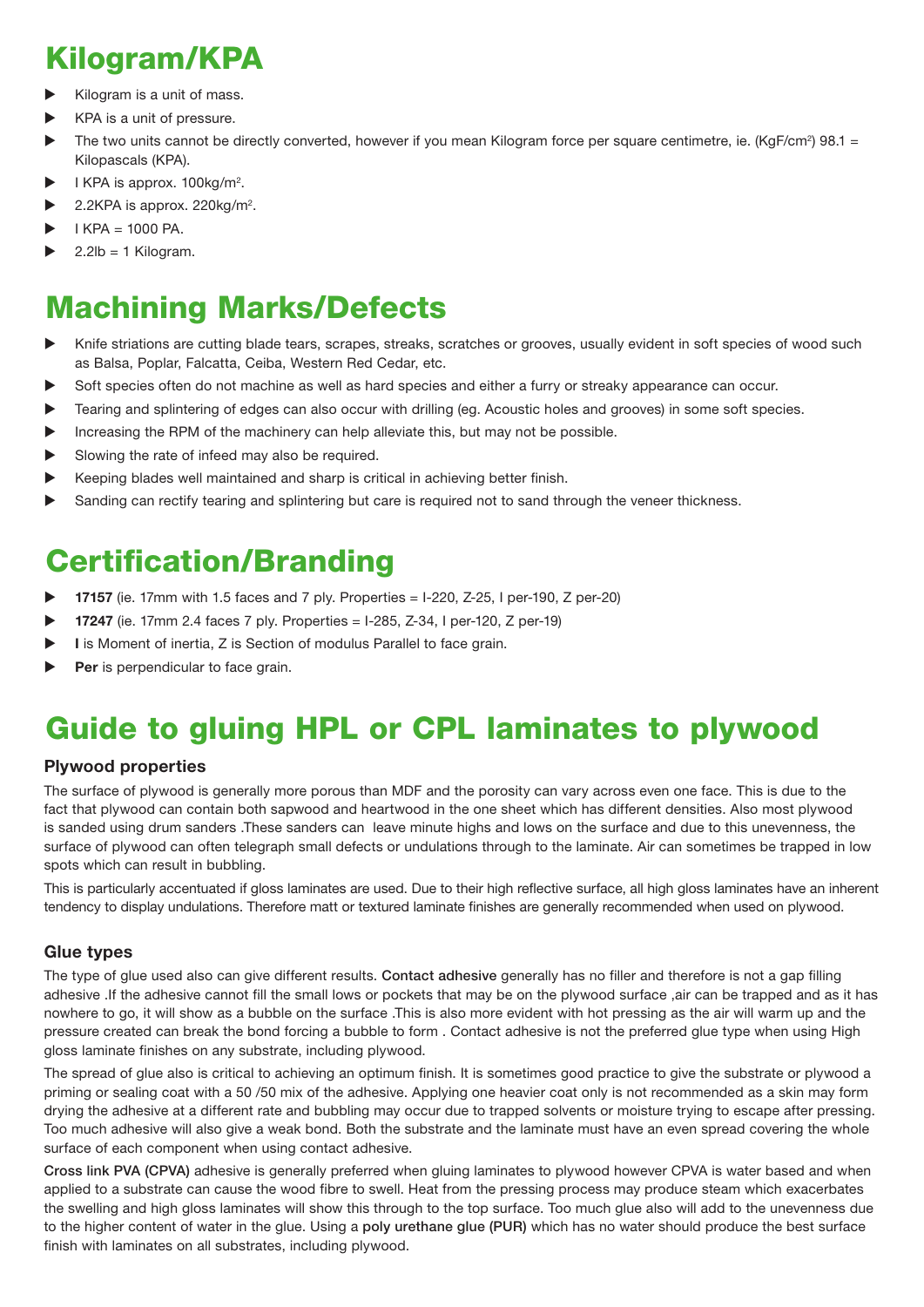# Kilogram/KPA

- Kilogram is a unit of mass.
- KPA is a unit of pressure.
- The two units cannot be directly converted, however if you mean Kilogram force per square centimetre, ie. (KgF/cm$^2$) 98.1 = Kilopascals (KPA).
- I KPA is approx. 100kg/m$^2$.
- 2.2KPA is approx. 220kg/m$^2$.
- I KPA = 1000 PA.
- 2.2lb = 1 Kilogram.

# Machining Marks/Defects

- Knife striations are cutting blade tears, scrapes, streaks, scratches or grooves, usually evident in soft species of wood such as Balsa, Poplar, Falcatta, Ceiba, Western Red Cedar, etc.
- Soft species often do not machine as well as hard species and either a furry or streaky appearance can occur.
- Tearing and splintering of edges can also occur with drilling (eg. Acoustic holes and grooves) in some soft species.
- Increasing the RPM of the machinery can help alleviate this, but may not be possible.
- Slowing the rate of infeed may also be required.
- Keeping blades well maintained and sharp is critical in achieving better finish.
- Sanding can rectify tearing and splintering but care is required not to sand through the veneer thickness.

# Certification/Branding

- **17157** (ie. 17mm with 1.5 faces and 7 ply. Properties = I-220, Z-25, I per-190, Z per-20)
- **17247** (ie. 17mm 2.4 faces 7 ply. Properties = I-285, Z-34, I per-120, Z per-19)
- **I** is Moment of inertia, Z is Section of modulus Parallel to face grain.
- **Per** is perpendicular to face grain.

# Guide to gluing HPL or CPL laminates to plywood

### Plywood properties

The surface of plywood is generally more porous than MDF and the porosity can vary across even one face. This is due to the fact that plywood can contain both sapwood and heartwood in the one sheet which has different densities. Also most plywood is sanded using drum sanders .These sanders can leave minute highs and lows on the surface and due to this unevenness, the surface of plywood can often telegraph small defects or undulations through to the laminate. Air can sometimes be trapped in low spots which can result in bubbling.

This is particularly accentuated if gloss laminates are used. Due to their high reflective surface, all high gloss laminates have an inherent tendency to display undulations. Therefore matt or textured laminate finishes are generally recommended when used on plywood.

### Glue types

The type of glue used also can give different results. **Contact adhesive** generally has no filler and therefore is not a gap filling adhesive .If the adhesive cannot fill the small lows or pockets that may be on the plywood surface ,air can be trapped and as it has nowhere to go, it will show as a bubble on the surface .This is also more evident with hot pressing as the air will warm up and the pressure created can break the bond forcing a bubble to form . Contact adhesive is not the preferred glue type when using High gloss laminate finishes on any substrate, including plywood.

The spread of glue also is critical to achieving an optimum finish. It is sometimes good practice to give the substrate or plywood a priming or sealing coat with a 50 /50 mix of the adhesive. Applying one heavier coat only is not recommended as a skin may form drying the adhesive at a different rate and bubbling may occur due to trapped solvents or moisture trying to escape after pressing. Too much adhesive will also give a weak bond. Both the substrate and the laminate must have an even spread covering the whole surface of each component when using contact adhesive.

**Cross link PVA (CPVA)** adhesive is generally preferred when gluing laminates to plywood however CPVA is water based and when applied to a substrate can cause the wood fibre to swell. Heat from the pressing process may produce steam which exacerbates the swelling and high gloss laminates will show this through to the top surface. Too much glue also will add to the unevenness due to the higher content of water in the glue. Using a **poly urethane glue (PUR)** which has no water should produce the best surface finish with laminates on all substrates, including plywood.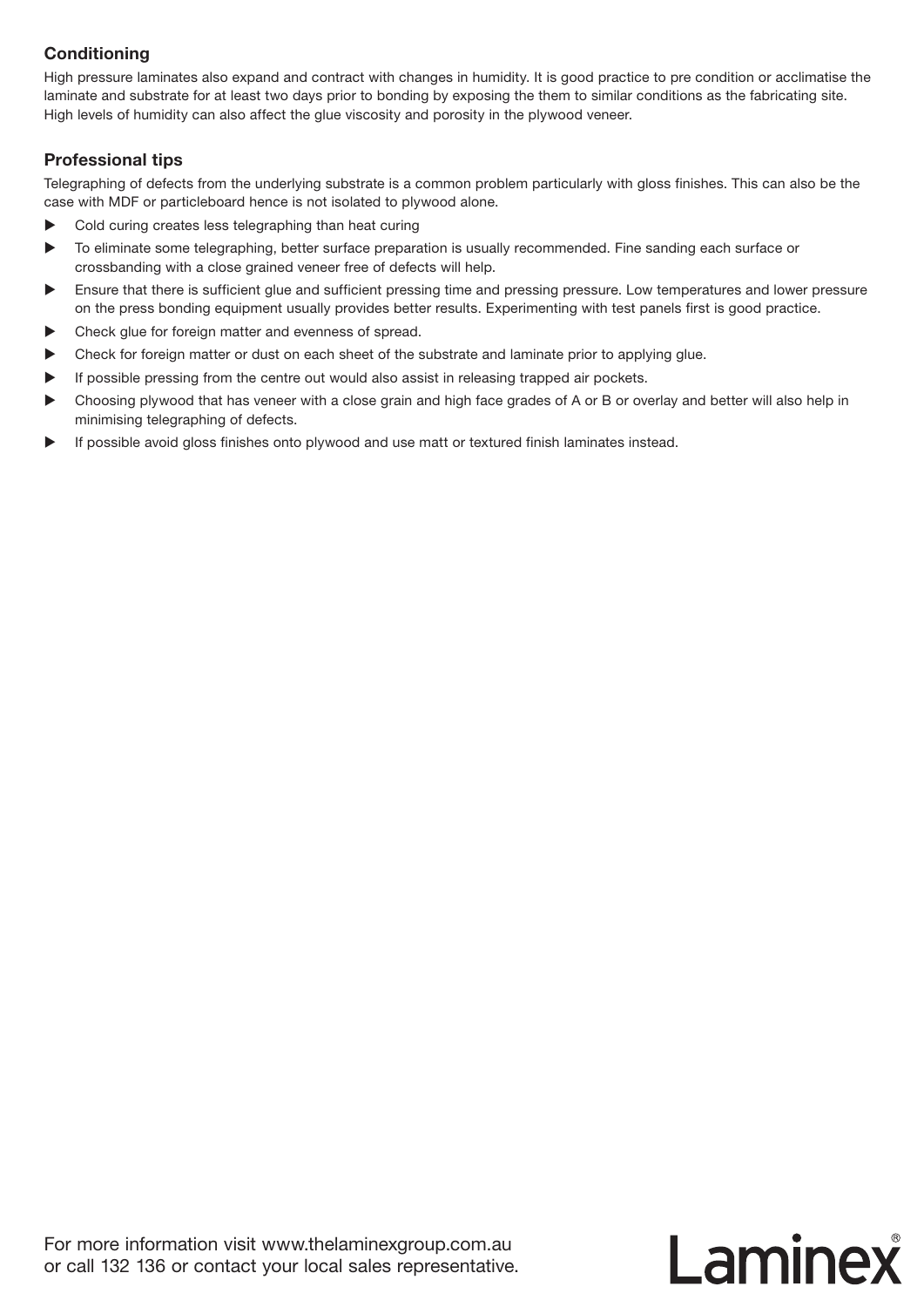## Conditioning

High pressure laminates also expand and contract with changes in humidity. It is good practice to pre condition or acclimatise the laminate and substrate for at least two days prior to bonding by exposing the them to similar conditions as the fabricating site. High levels of humidity can also affect the glue viscosity and porosity in the plywood veneer.

## Professional tips

Telegraphing of defects from the underlying substrate is a common problem particularly with gloss finishes. This can also be the case with MDF or particleboard hence is not isolated to plywood alone.

- Cold curing creates less telegraphing than heat curing
- To eliminate some telegraphing, better surface preparation is usually recommended. Fine sanding each surface or crossbanding with a close grained veneer free of defects will help.
- Ensure that there is sufficient glue and sufficient pressing time and pressing pressure. Low temperatures and lower pressure on the press bonding equipment usually provides better results. Experimenting with test panels first is good practice.
- Check glue for foreign matter and evenness of spread.
- Check for foreign matter or dust on each sheet of the substrate and laminate prior to applying glue.
- If possible pressing from the centre out would also assist in releasing trapped air pockets.
- Choosing plywood that has veneer with a close grain and high face grades of A or B or overlay and better will also help in minimising telegraphing of defects.
- If possible avoid gloss finishes onto plywood and use matt or textured finish laminates instead.

For more information visit www.thelaminexgroup.com.au
or call 132 136 or contact your local sales representative.

Laminex®